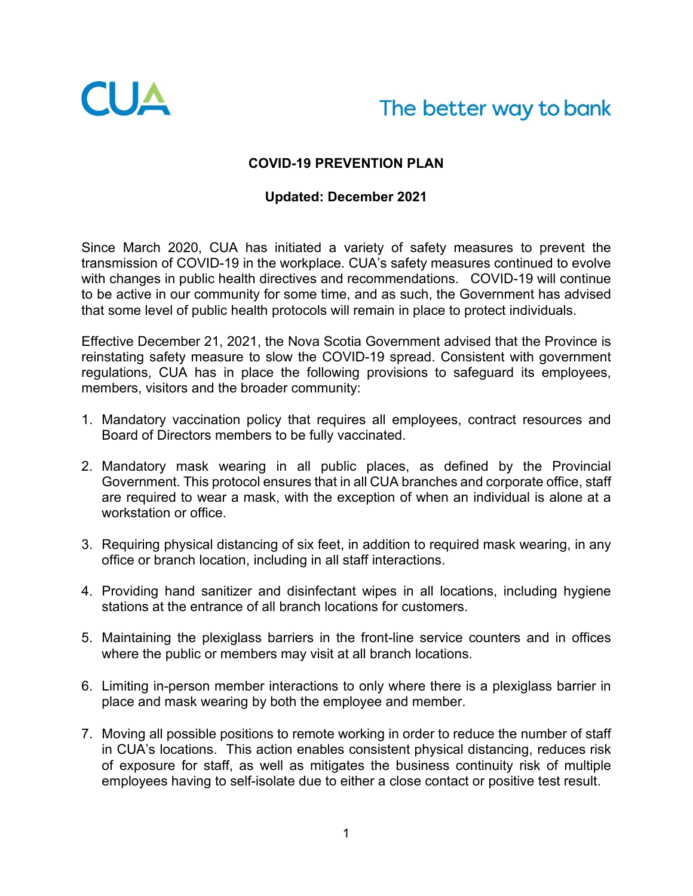CUA

The better way to bank

# COVID-19 PREVENTION PLAN

**Updated: December 2021**

Since March 2020, CUA has initiated a variety of safety measures to prevent the transmission of COVID-19 in the workplace. CUA's safety measures continued to evolve with changes in public health directives and recommendations. COVID-19 will continue to be active in our community for some time, and as such, the Government has advised that some level of public health protocols will remain in place to protect individuals.

Effective December 21, 2021, the Nova Scotia Government advised that the Province is reinstating safety measure to slow the COVID-19 spread. Consistent with government regulations, CUA has in place the following provisions to safeguard its employees, members, visitors and the broader community:

1. Mandatory vaccination policy that requires all employees, contract resources and Board of Directors members to be fully vaccinated.

2. Mandatory mask wearing in all public places, as defined by the Provincial Government. This protocol ensures that in all CUA branches and corporate office, staff are required to wear a mask, with the exception of when an individual is alone at a workstation or office.

3. Requiring physical distancing of six feet, in addition to required mask wearing, in any office or branch location, including in all staff interactions.

4. Providing hand sanitizer and disinfectant wipes in all locations, including hygiene stations at the entrance of all branch locations for customers.

5. Maintaining the plexiglass barriers in the front-line service counters and in offices where the public or members may visit at all branch locations.

6. Limiting in-person member interactions to only where there is a plexiglass barrier in place and mask wearing by both the employee and member.

7. Moving all possible positions to remote working in order to reduce the number of staff in CUA's locations. This action enables consistent physical distancing, reduces risk of exposure for staff, as well as mitigates the business continuity risk of multiple employees having to self-isolate due to either a close contact or positive test result.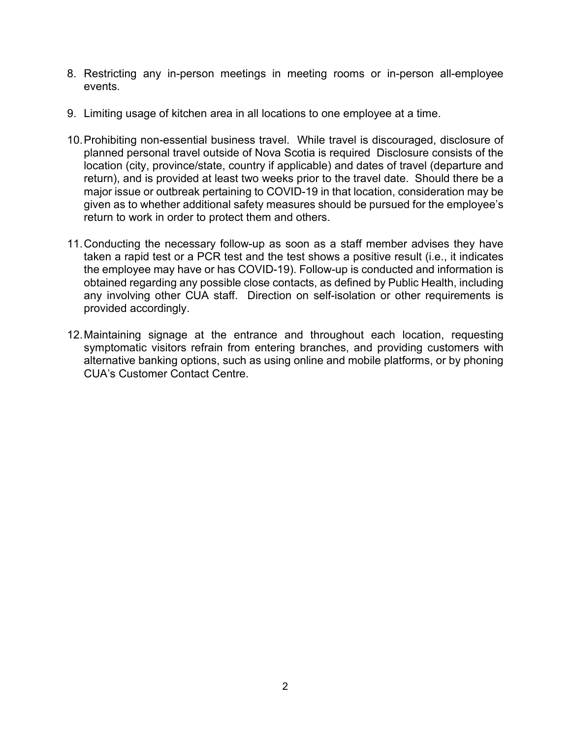8. Restricting any in-person meetings in meeting rooms or in-person all-employee events.

9. Limiting usage of kitchen area in all locations to one employee at a time.

10. Prohibiting non-essential business travel. While travel is discouraged, disclosure of planned personal travel outside of Nova Scotia is required Disclosure consists of the location (city, province/state, country if applicable) and dates of travel (departure and return), and is provided at least two weeks prior to the travel date. Should there be a major issue or outbreak pertaining to COVID-19 in that location, consideration may be given as to whether additional safety measures should be pursued for the employee's return to work in order to protect them and others.

11. Conducting the necessary follow-up as soon as a staff member advises they have taken a rapid test or a PCR test and the test shows a positive result (i.e., it indicates the employee may have or has COVID-19). Follow-up is conducted and information is obtained regarding any possible close contacts, as defined by Public Health, including any involving other CUA staff. Direction on self-isolation or other requirements is provided accordingly.

12. Maintaining signage at the entrance and throughout each location, requesting symptomatic visitors refrain from entering branches, and providing customers with alternative banking options, such as using online and mobile platforms, or by phoning CUA's Customer Contact Centre.